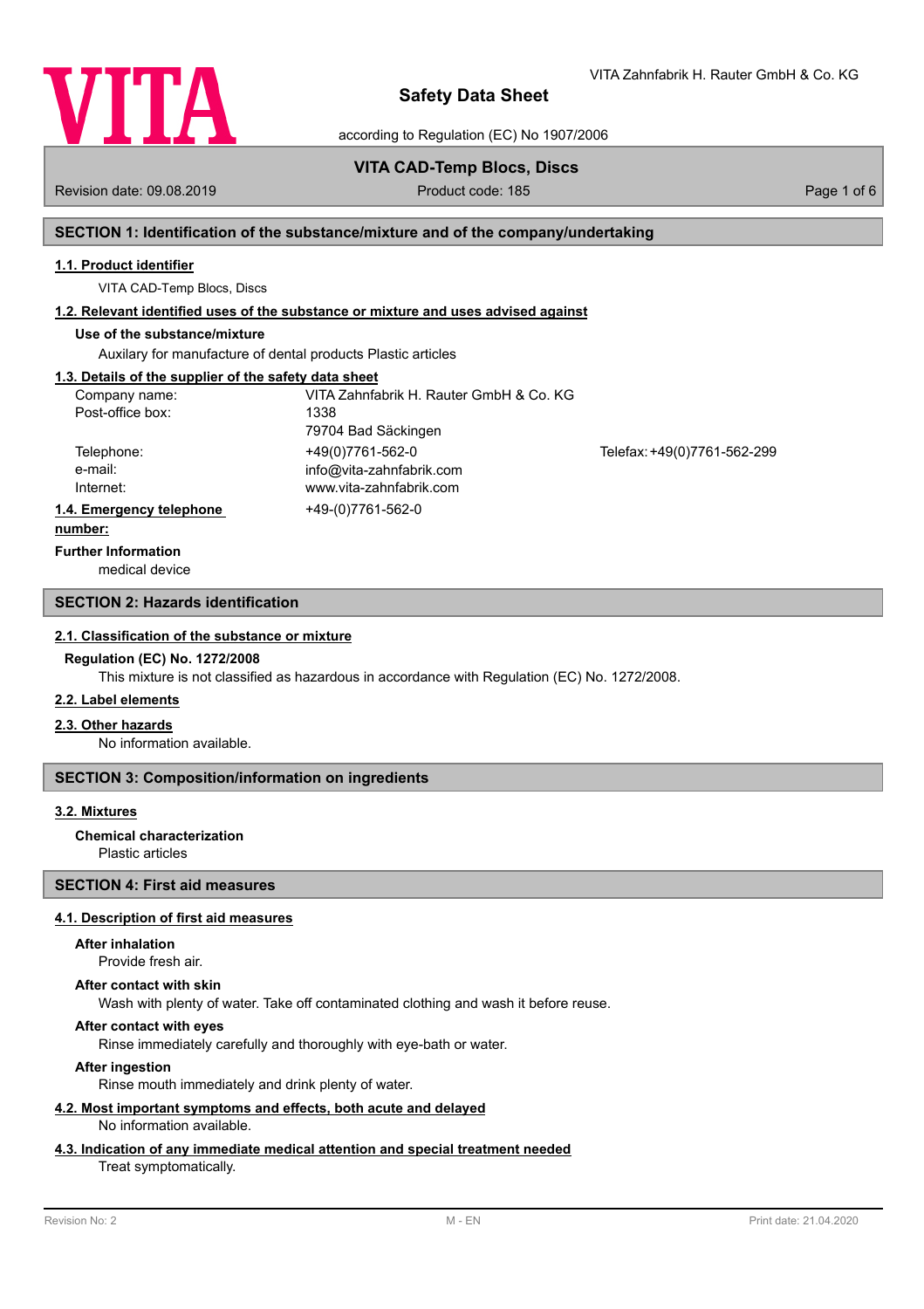# Safety Data Sheet

according to Regulation (EC) No 1907/2006

**VITA CAD-Temp Blocs, Discs**

Revision date: 09.08.2019 | Product code: 185

## SECTION 1: Identification of the substance/mixture and of the company/undertaking

### 1.1. Product identifier

VITA CAD-Temp Blocs, Discs

### 1.2. Relevant identified uses of the substance or mixture and uses advised against

**Use of the substance/mixture**

Auxilary for manufacture of dental products Plastic articles

### 1.3. Details of the supplier of the safety data sheet

| | | |
|---|---|---|
| Company name: | VITA Zahnfabrik H. Rauter GmbH & Co. KG | |
| Post-office box: | 1338 | |
| | 79704 Bad Säckingen | |
| Telephone: | +49(0)7761-562-0 | Telefax: +49(0)7761-562-299 |
| e-mail: | info@vita-zahnfabrik.com | |
| Internet: | www.vita-zahnfabrik.com | |

### 1.4. Emergency telephone number:

+49-(0)7761-562-0

**Further Information**

medical device

## SECTION 2: Hazards identification

### 2.1. Classification of the substance or mixture

**Regulation (EC) No. 1272/2008**

This mixture is not classified as hazardous in accordance with Regulation (EC) No. 1272/2008.

### 2.2. Label elements

### 2.3. Other hazards

No information available.

## SECTION 3: Composition/information on ingredients

### 3.2. Mixtures

**Chemical characterization**

Plastic articles

## SECTION 4: First aid measures

### 4.1. Description of first aid measures

**After inhalation**

Provide fresh air.

**After contact with skin**

Wash with plenty of water. Take off contaminated clothing and wash it before reuse.

**After contact with eyes**

Rinse immediately carefully and thoroughly with eye-bath or water.

**After ingestion**

Rinse mouth immediately and drink plenty of water.

### 4.2. Most important symptoms and effects, both acute and delayed

No information available.

### 4.3. Indication of any immediate medical attention and special treatment needed

Treat symptomatically.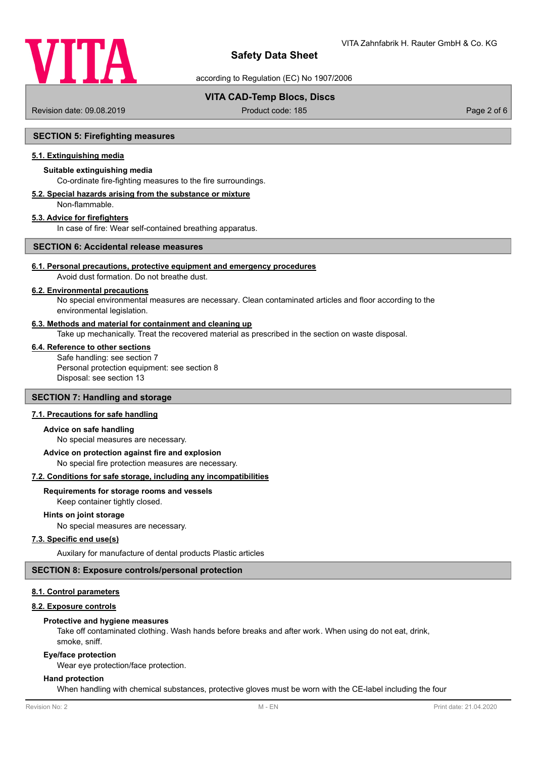## SECTION 5: Firefighting measures

### 5.1. Extinguishing media

**Suitable extinguishing media**

Co-ordinate fire-fighting measures to the fire surroundings.

### 5.2. Special hazards arising from the substance or mixture

Non-flammable.

### 5.3. Advice for firefighters

In case of fire: Wear self-contained breathing apparatus.

## SECTION 6: Accidental release measures

### 6.1. Personal precautions, protective equipment and emergency procedures

Avoid dust formation. Do not breathe dust.

### 6.2. Environmental precautions

No special environmental measures are necessary. Clean contaminated articles and floor according to the environmental legislation.

### 6.3. Methods and material for containment and cleaning up

Take up mechanically. Treat the recovered material as prescribed in the section on waste disposal.

### 6.4. Reference to other sections

Safe handling: see section 7
Personal protection equipment: see section 8
Disposal: see section 13

## SECTION 7: Handling and storage

### 7.1. Precautions for safe handling

**Advice on safe handling**

No special measures are necessary.

**Advice on protection against fire and explosion**

No special fire protection measures are necessary.

### 7.2. Conditions for safe storage, including any incompatibilities

**Requirements for storage rooms and vessels**

Keep container tightly closed.

**Hints on joint storage**

No special measures are necessary.

### 7.3. Specific end use(s)

Auxilary for manufacture of dental products Plastic articles

## SECTION 8: Exposure controls/personal protection

### 8.1. Control parameters

### 8.2. Exposure controls

**Protective and hygiene measures**

Take off contaminated clothing. Wash hands before breaks and after work. When using do not eat, drink, smoke, sniff.

**Eye/face protection**

Wear eye protection/face protection.

**Hand protection**

When handling with chemical substances, protective gloves must be worn with the CE-label including the four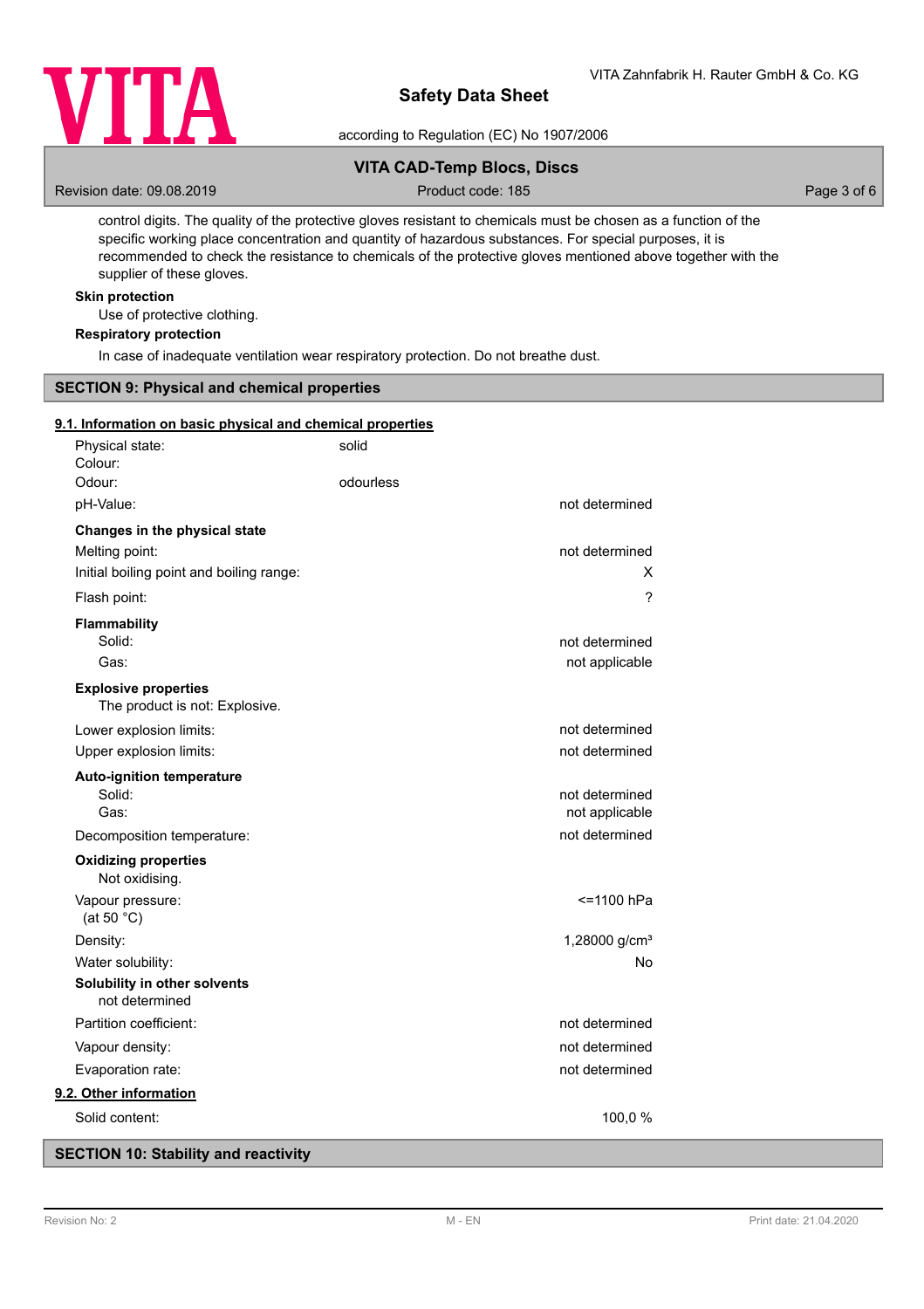control digits. The quality of the protective gloves resistant to chemicals must be chosen as a function of the specific working place concentration and quantity of hazardous substances. For special purposes, it is recommended to check the resistance to chemicals of the protective gloves mentioned above together with the supplier of these gloves.

**Skin protection**

Use of protective clothing.

**Respiratory protection**

In case of inadequate ventilation wear respiratory protection. Do not breathe dust.

## SECTION 9: Physical and chemical properties

### 9.1. Information on basic physical and chemical properties

| | | |
|---|---|---|
| Physical state: | solid | |
| Colour: | | |
| Odour: | odourless | |
| pH-Value: | | not determined |
| **Changes in the physical state** | | |
| Melting point: | | not determined |
| Initial boiling point and boiling range: | | X |
| Flash point: | | ? |
| **Flammability** | | |
| Solid: | | not determined |
| Gas: | | not applicable |

**Explosive properties**

The product is not: Explosive.

| | |
|---|---|
| Lower explosion limits: | not determined |
| Upper explosion limits: | not determined |
| **Auto-ignition temperature** | |
| Solid: | not determined |
| Gas: | not applicable |
| Decomposition temperature: | not determined |

**Oxidizing properties**

Not oxidising.

| | |
|---|---|
| Vapour pressure: (at 50 °C) | <=1100 hPa |
| Density: | 1,28000 g/cm³ |
| Water solubility: | No |

**Solubility in other solvents**

not determined

| | |
|---|---|
| Partition coefficient: | not determined |
| Vapour density: | not determined |
| Evaporation rate: | not determined |

### 9.2. Other information

| | |
|---|---|
| Solid content: | 100,0 % |

## SECTION 10: Stability and reactivity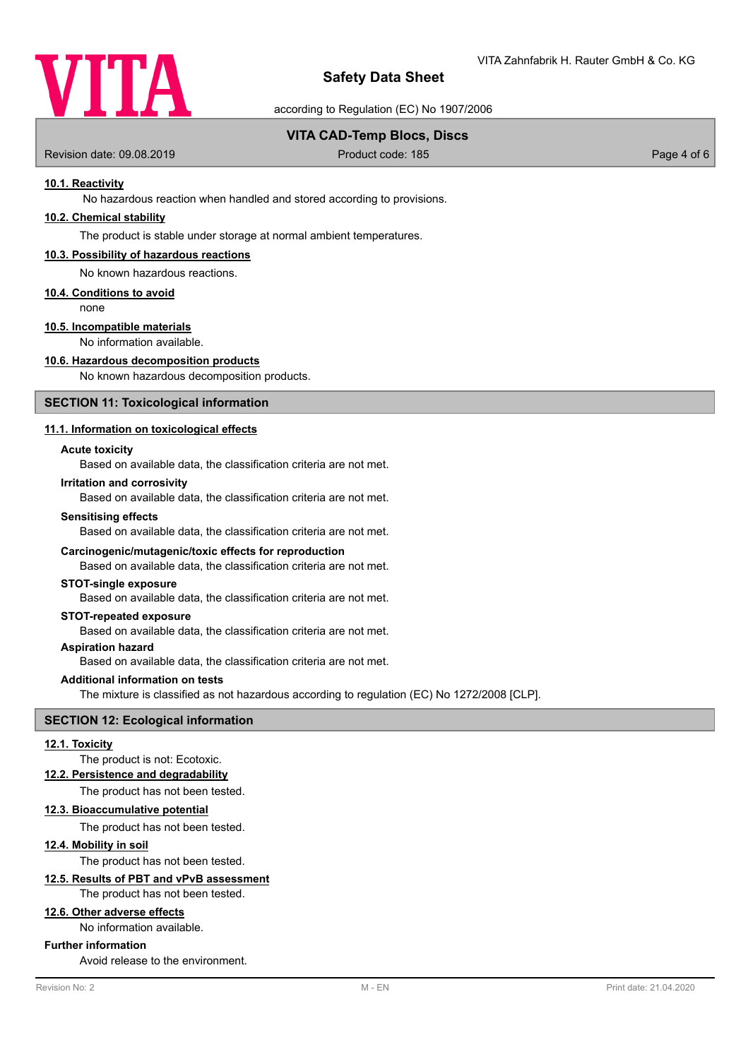### 10.1. Reactivity

No hazardous reaction when handled and stored according to provisions.

### 10.2. Chemical stability

The product is stable under storage at normal ambient temperatures.

### 10.3. Possibility of hazardous reactions

No known hazardous reactions.

### 10.4. Conditions to avoid

none

### 10.5. Incompatible materials

No information available.

### 10.6. Hazardous decomposition products

No known hazardous decomposition products.

## SECTION 11: Toxicological information

### 11.1. Information on toxicological effects

**Acute toxicity**

Based on available data, the classification criteria are not met.

**Irritation and corrosivity**

Based on available data, the classification criteria are not met.

**Sensitising effects**

Based on available data, the classification criteria are not met.

**Carcinogenic/mutagenic/toxic effects for reproduction**

Based on available data, the classification criteria are not met.

**STOT-single exposure**

Based on available data, the classification criteria are not met.

**STOT-repeated exposure**

Based on available data, the classification criteria are not met.

**Aspiration hazard**

Based on available data, the classification criteria are not met.

**Additional information on tests**

The mixture is classified as not hazardous according to regulation (EC) No 1272/2008 [CLP].

## SECTION 12: Ecological information

### 12.1. Toxicity

The product is not: Ecotoxic.

### 12.2. Persistence and degradability

The product has not been tested.

### 12.3. Bioaccumulative potential

The product has not been tested.

### 12.4. Mobility in soil

The product has not been tested.

### 12.5. Results of PBT and vPvB assessment

The product has not been tested.

### 12.6. Other adverse effects

No information available.

**Further information**

Avoid release to the environment.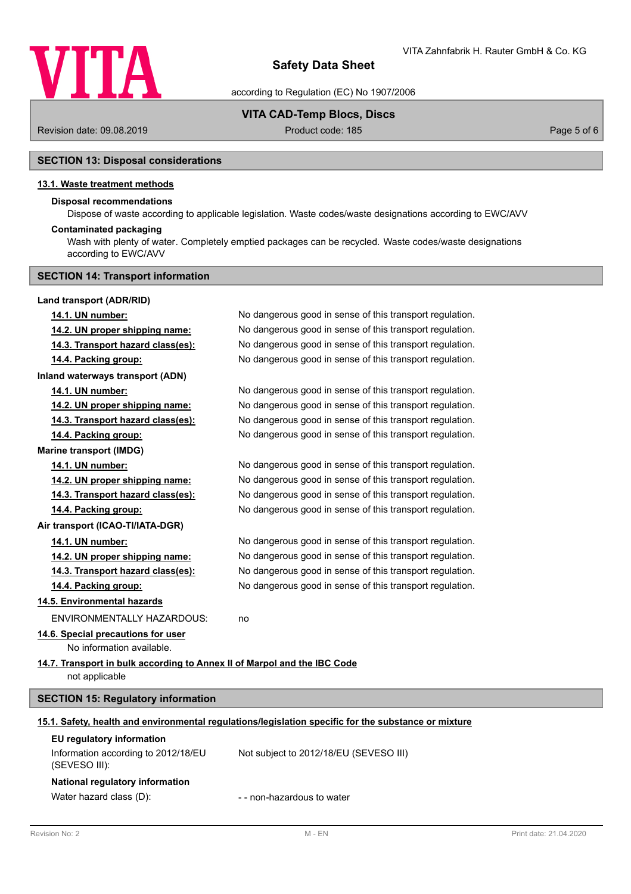## SECTION 13: Disposal considerations

### 13.1. Waste treatment methods

**Disposal recommendations**

Dispose of waste according to applicable legislation. Waste codes/waste designations according to EWC/AVV

**Contaminated packaging**

Wash with plenty of water. Completely emptied packages can be recycled. Waste codes/waste designations according to EWC/AVV

## SECTION 14: Transport information

**Land transport (ADR/RID)**

| | |
|---|---|
| **14.1. UN number:** | No dangerous good in sense of this transport regulation. |
| **14.2. UN proper shipping name:** | No dangerous good in sense of this transport regulation. |
| **14.3. Transport hazard class(es):** | No dangerous good in sense of this transport regulation. |
| **14.4. Packing group:** | No dangerous good in sense of this transport regulation. |

**Inland waterways transport (ADN)**

| | |
|---|---|
| **14.1. UN number:** | No dangerous good in sense of this transport regulation. |
| **14.2. UN proper shipping name:** | No dangerous good in sense of this transport regulation. |
| **14.3. Transport hazard class(es):** | No dangerous good in sense of this transport regulation. |
| **14.4. Packing group:** | No dangerous good in sense of this transport regulation. |

**Marine transport (IMDG)**

| | |
|---|---|
| **14.1. UN number:** | No dangerous good in sense of this transport regulation. |
| **14.2. UN proper shipping name:** | No dangerous good in sense of this transport regulation. |
| **14.3. Transport hazard class(es):** | No dangerous good in sense of this transport regulation. |
| **14.4. Packing group:** | No dangerous good in sense of this transport regulation. |

**Air transport (ICAO-TI/IATA-DGR)**

| | |
|---|---|
| **14.1. UN number:** | No dangerous good in sense of this transport regulation. |
| **14.2. UN proper shipping name:** | No dangerous good in sense of this transport regulation. |
| **14.3. Transport hazard class(es):** | No dangerous good in sense of this transport regulation. |
| **14.4. Packing group:** | No dangerous good in sense of this transport regulation. |

### 14.5. Environmental hazards

ENVIRONMENTALLY HAZARDOUS: no

### 14.6. Special precautions for user

No information available.

### 14.7. Transport in bulk according to Annex II of Marpol and the IBC Code

not applicable

## SECTION 15: Regulatory information

### 15.1. Safety, health and environmental regulations/legislation specific for the substance or mixture

**EU regulatory information**

| | |
|---|---|
| Information according to 2012/18/EU (SEVESO III): | Not subject to 2012/18/EU (SEVESO III) |

**National regulatory information**

| | |
|---|---|
| Water hazard class (D): | - - non-hazardous to water |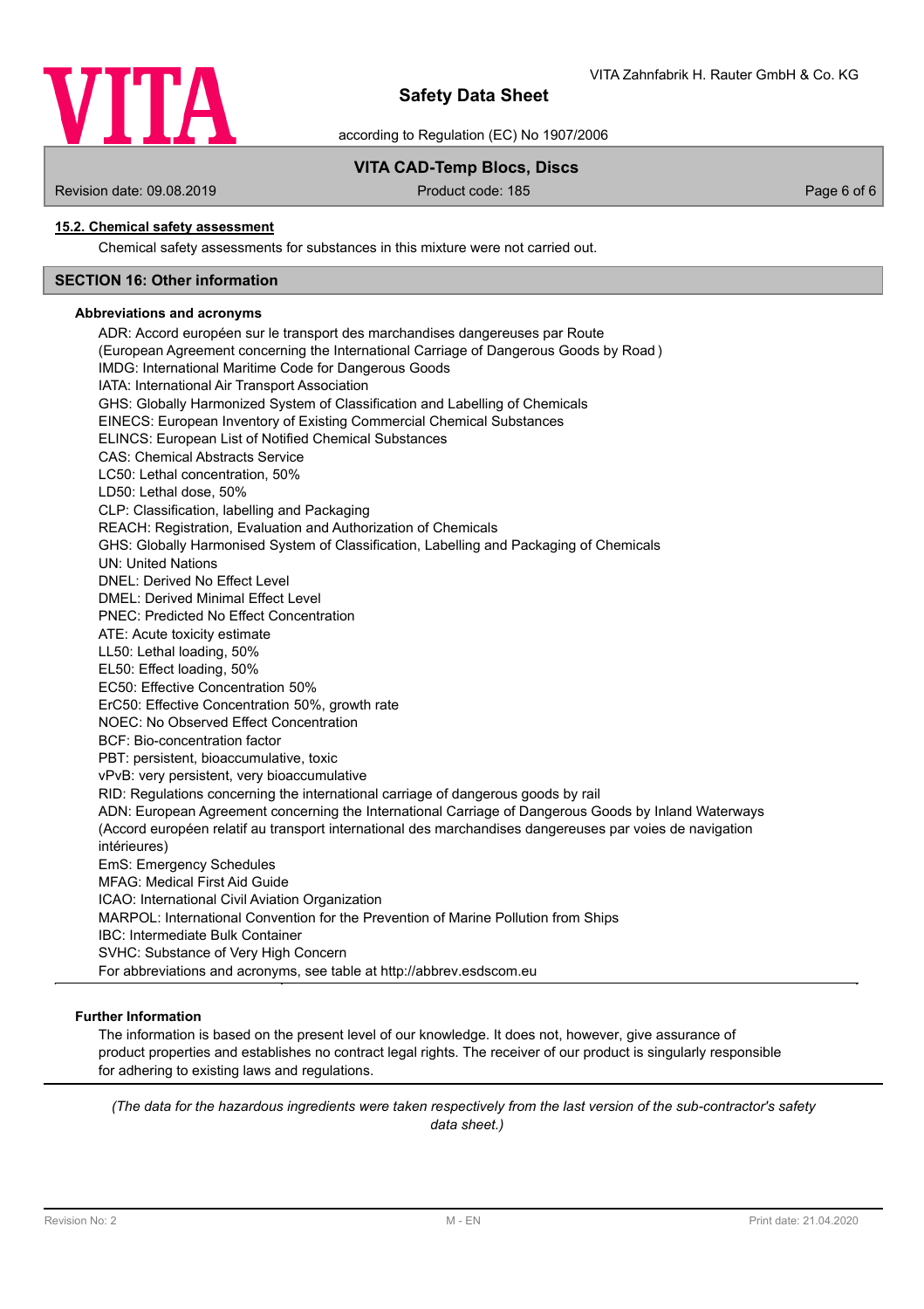### 15.2. Chemical safety assessment

Chemical safety assessments for substances in this mixture were not carried out.

## SECTION 16: Other information

**Abbreviations and acronyms**

ADR: Accord européen sur le transport des marchandises dangereuses par Route
(European Agreement concerning the International Carriage of Dangerous Goods by Road )
IMDG: International Maritime Code for Dangerous Goods
IATA: International Air Transport Association
GHS: Globally Harmonized System of Classification and Labelling of Chemicals
EINECS: European Inventory of Existing Commercial Chemical Substances
ELINCS: European List of Notified Chemical Substances
CAS: Chemical Abstracts Service
LC50: Lethal concentration, 50%
LD50: Lethal dose, 50%
CLP: Classification, labelling and Packaging
REACH: Registration, Evaluation and Authorization of Chemicals
GHS: Globally Harmonised System of Classification, Labelling and Packaging of Chemicals
UN: United Nations
DNEL: Derived No Effect Level
DMEL: Derived Minimal Effect Level
PNEC: Predicted No Effect Concentration
ATE: Acute toxicity estimate
LL50: Lethal loading, 50%
EL50: Effect loading, 50%
EC50: Effective Concentration 50%
ErC50: Effective Concentration 50%, growth rate
NOEC: No Observed Effect Concentration
BCF: Bio-concentration factor
PBT: persistent, bioaccumulative, toxic
vPvB: very persistent, very bioaccumulative
RID: Regulations concerning the international carriage of dangerous goods by rail
ADN: European Agreement concerning the International Carriage of Dangerous Goods by Inland Waterways
(Accord européen relatif au transport international des marchandises dangereuses par voies de navigation intérieures)
EmS: Emergency Schedules
MFAG: Medical First Aid Guide
ICAO: International Civil Aviation Organization
MARPOL: International Convention for the Prevention of Marine Pollution from Ships
IBC: Intermediate Bulk Container
SVHC: Substance of Very High Concern
For abbreviations and acronyms, see table at http://abbrev.esdscom.eu

**Further Information**

The information is based on the present level of our knowledge. It does not, however, give assurance of product properties and establishes no contract legal rights. The receiver of our product is singularly responsible for adhering to existing laws and regulations.

*(The data for the hazardous ingredients were taken respectively from the last version of the sub-contractor's safety data sheet.)*